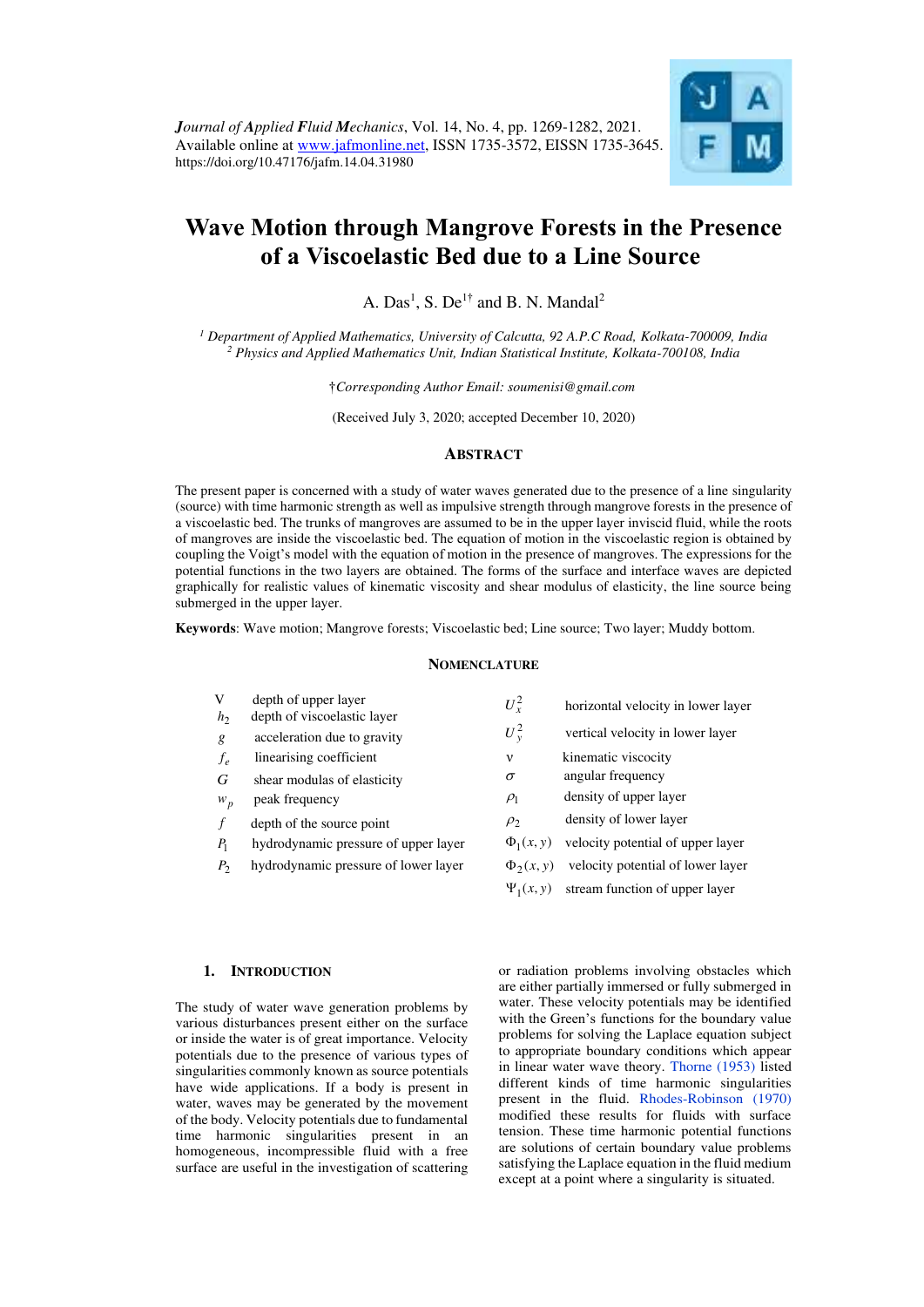*Journal of Applied Fluid Mechanics*, Vol. 14, No. 4, pp. 1269-1282, 2021.
Available online at www.jafmonline.net, ISSN 1735-3572, EISSN 1735-3645.
https://doi.org/10.47176/jafm.14.04.31980

# Wave Motion through Mangrove Forests in the Presence of a Viscoelastic Bed due to a Line Source

A. Das[1], S. De[1†] and B. N. Mandal[2]

[1] *Department of Applied Mathematics, University of Calcutta, 92 A.P.C Road, Kolkata-700009, India*
[2] *Physics and Applied Mathematics Unit, Indian Statistical Institute, Kolkata-700108, India*

†*Corresponding Author Email: soumenisi@gmail.com*

(Received July 3, 2020; accepted December 10, 2020)

## ABSTRACT

The present paper is concerned with a study of water waves generated due to the presence of a line singularity (source) with time harmonic strength as well as impulsive strength through mangrove forests in the presence of a viscoelastic bed. The trunks of mangroves are assumed to be in the upper layer inviscid fluid, while the roots of mangroves are inside the viscoelastic bed. The equation of motion in the viscoelastic region is obtained by coupling the Voigt's model with the equation of motion in the presence of mangroves. The expressions for the potential functions in the two layers are obtained. The forms of the surface and interface waves are depicted graphically for realistic values of kinematic viscosity and shear modulus of elasticity, the line source being submerged in the upper layer.

**Keywords**: Wave motion; Mangrove forests; Viscoelastic bed; Line source; Two layer; Muddy bottom.

## NOMENCLATURE

| | | | |
|---|---|---|---|
| V | depth of upper layer | $U_x^2$ | horizontal velocity in lower layer |
| $h_2$ | depth of viscoelastic layer | $U_y^2$ | vertical velocity in lower layer |
| $g$ | acceleration due to gravity | v | kinematic viscosity |
| $f_e$ | linearising coefficient | $\sigma$ | angular frequency |
| $G$ | shear modulas of elasticity | $\rho_1$ | density of upper layer |
| $w_p$ | peak frequency | $\rho_2$ | density of lower layer |
| $f$ | depth of the source point | $\Phi_1(x,y)$ | velocity potential of upper layer |
| $P_1$ | hydrodynamic pressure of upper layer | $\Phi_2(x,y)$ | velocity potential of lower layer |
| $P_2$ | hydrodynamic pressure of lower layer | $\Psi_1(x,y)$ | stream function of upper layer |

## 1. INTRODUCTION

The study of water wave generation problems by various disturbances present either on the surface or inside the water is of great importance. Velocity potentials due to the presence of various singularities commonly known as source potentials have wide applications. If a body is present in water, waves may be generated by the movement of the body. Velocity potentials due to fundamental time harmonic singularities present in an homogeneous, incompressible fluid with a free surface are useful in the investigation of scattering or radiation problems involving obstacles which are either partially immersed or fully submerged in water. These velocity potentials may be identified with the Green's functions for the boundary value problems for solving the Laplace equation subject to appropriate boundary conditions which appear in linear water wave theory. Thorne (1953) listed different kinds of time harmonic singularities present in the fluid. Rhodes-Robinson (1970) modified these results for fluids with surface tension. These time harmonic potential functions are solutions of certain boundary value problems satisfying the Laplace equation in the fluid medium except at a point where a singularity is situated.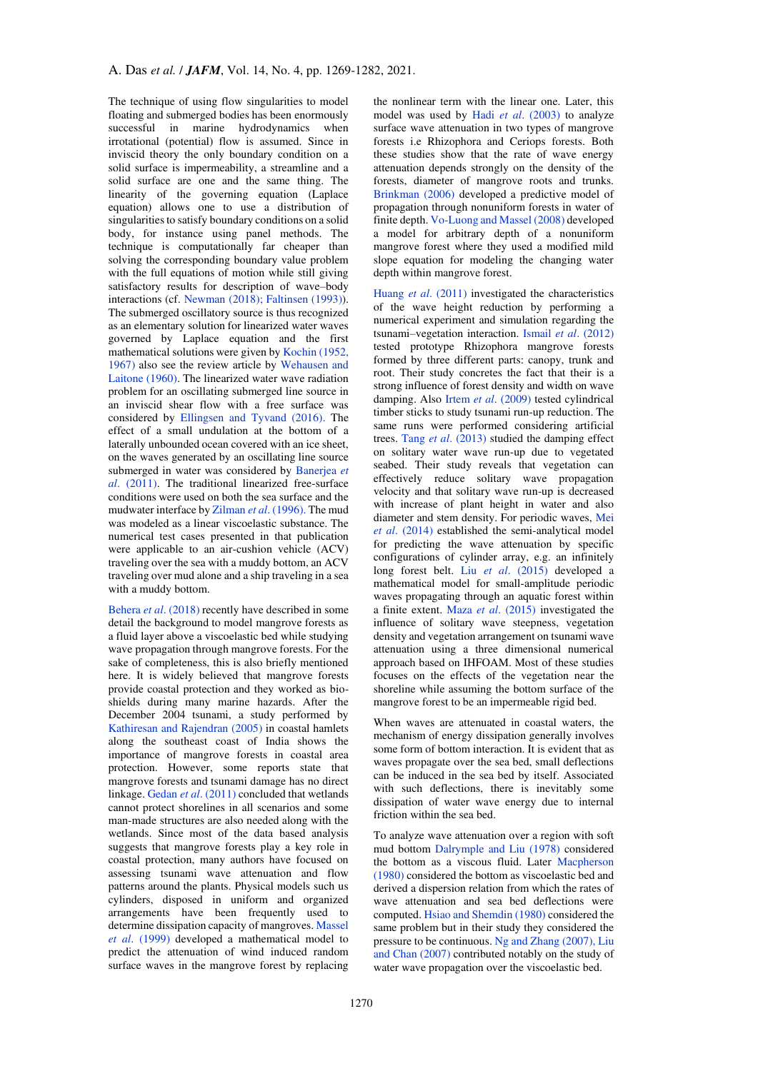The technique of using flow singularities to model floating and submerged bodies has been enormously successful in marine hydrodynamics when irrotational (potential) flow is assumed. Since in inviscid theory the only boundary condition on a solid surface is impermeability, a streamline and a solid surface are one and the same thing. The linearity of the governing equation (Laplace equation) allows one to use a distribution of singularities to satisfy boundary conditions on a solid body, for instance using panel methods. The technique is computationally far cheaper than solving the corresponding boundary value problem with the full equations of motion while still giving satisfactory results for description of wave–body interactions (cf. Newman (2018); Faltinsen (1993)). The submerged oscillatory source is thus recognized as an elementary solution for linearized water waves governed by Laplace equation and the first mathematical solutions were given by Kochin (1952, 1967) also see the review article by Wehausen and Laitone (1960). The linearized water wave radiation problem for an oscillating submerged line source in an inviscid shear flow with a free surface was considered by Ellingsen and Tyvand (2016). The effect of a small undulation at the bottom of a laterally unbounded ocean covered with an ice sheet, on the waves generated by an oscillating line source submerged in water was considered by Banerjea *et al*. (2011). The traditional linearized free-surface conditions were used on both the sea surface and the mudwater interface by Zilman *et al*. (1996). The mud was modeled as a linear viscoelastic substance. The numerical test cases presented in that publication were applicable to an air-cushion vehicle (ACV) traveling over the sea with a muddy bottom, an ACV traveling over mud alone and a ship traveling in a sea with a muddy bottom.

Behera *et al*. (2018) recently have described in some detail the background to model mangrove forests as a fluid layer above a viscoelastic bed while studying wave propagation through mangrove forests. For the sake of completeness, this is also briefly mentioned here. It is widely believed that mangrove forests provide coastal protection and they worked as bio-shields during many marine hazards. After the December 2004 tsunami, a study performed by Kathiresan and Rajendran (2005) in coastal hamlets along the southeast coast of India shows the importance of mangrove forests in coastal area protection. However, some reports state that mangrove forests and tsunami damage has no direct linkage. Gedan *et al*. (2011) concluded that wetlands cannot protect shorelines in all scenarios and some man-made structures are also needed along with the wetlands. Since most of the data based analysis suggests that mangrove forests play a key role in coastal protection, many authors have focused on assessing tsunami wave attenuation and flow patterns around the plants. Physical models such us cylinders, disposed in uniform and organized arrangements have been frequently used to determine dissipation capacity of mangroves. Massel *et al*. (1999) developed a mathematical model to predict the attenuation of wind induced random surface waves in the mangrove forest by replacing the nonlinear term with the linear one. Later, this model was used by Hadi *et al*. (2003) to analyze surface wave attenuation in two types of mangrove forests i.e Rhizophora and Ceriops forests. Both these studies show that the rate of wave energy attenuation depends strongly on the density of the forests, diameter of mangrove roots and trunks. Brinkman (2006) developed a predictive model of propagation through nonuniform forests in water of finite depth. Vo-Luong and Massel (2008) developed a model for arbitrary depth of a nonuniform mangrove forest where they used a modified mild slope equation for modeling the changing water depth within mangrove forest.

Huang *et al*. (2011) investigated the characteristics of the wave height reduction by performing a numerical experiment and simulation regarding the tsunami–vegetation interaction. Ismail *et al*. (2012) tested prototype Rhizophora mangrove forests formed by three different parts: canopy, trunk and root. Their study concretes the fact that their is a strong influence of forest density and width on wave damping. Also Irtem *et al*. (2009) tested cylindrical timber sticks to study tsunami run-up reduction. The same runs were performed considering artificial trees. Tang *et al*. (2013) studied the damping effect on solitary water wave run-up due to vegetated seabed. Their study reveals that vegetation can effectively reduce solitary wave propagation velocity and that solitary wave run-up is decreased with increase of plant height in water and also diameter and stem density. For periodic waves, Mei *et al*. (2014) established the semi-analytical model for predicting the wave attenuation by specific configurations of cylinder array, e.g. an infinitely long forest belt. Liu *et al*. (2015) developed a mathematical model for small-amplitude periodic waves propagating through an aquatic forest within a finite extent. Maza *et al*. (2015) investigated the influence of solitary wave steepness, vegetation density and vegetation arrangement on tsunami wave attenuation using a three dimensional numerical approach based on IHFOAM. Most of these studies focuses on the effects of the vegetation near the shoreline while assuming the bottom surface of the mangrove forest to be an impermeable rigid bed.

When waves are attenuated in coastal waters, the mechanism of energy dissipation generally involves some form of bottom interaction. It is evident that as waves propagate over the sea bed, small deflections can be induced in the sea bed by itself. Associated with such deflections, there is inevitably some dissipation of water wave energy due to internal friction within the sea bed.

To analyze wave attenuation over a region with soft mud bottom Dalrymple and Liu (1978) considered the bottom as a viscous fluid. Later Macpherson (1980) considered the bottom as viscoelastic bed and derived a dispersion relation from which the rates of wave attenuation and sea bed deflections were computed. Hsiao and Shemdin (1980) considered the same problem but in their study they considered the pressure to be continuous. Ng and Zhang (2007), Liu and Chan (2007) contributed notably on the study of water wave propagation over the viscoelastic bed.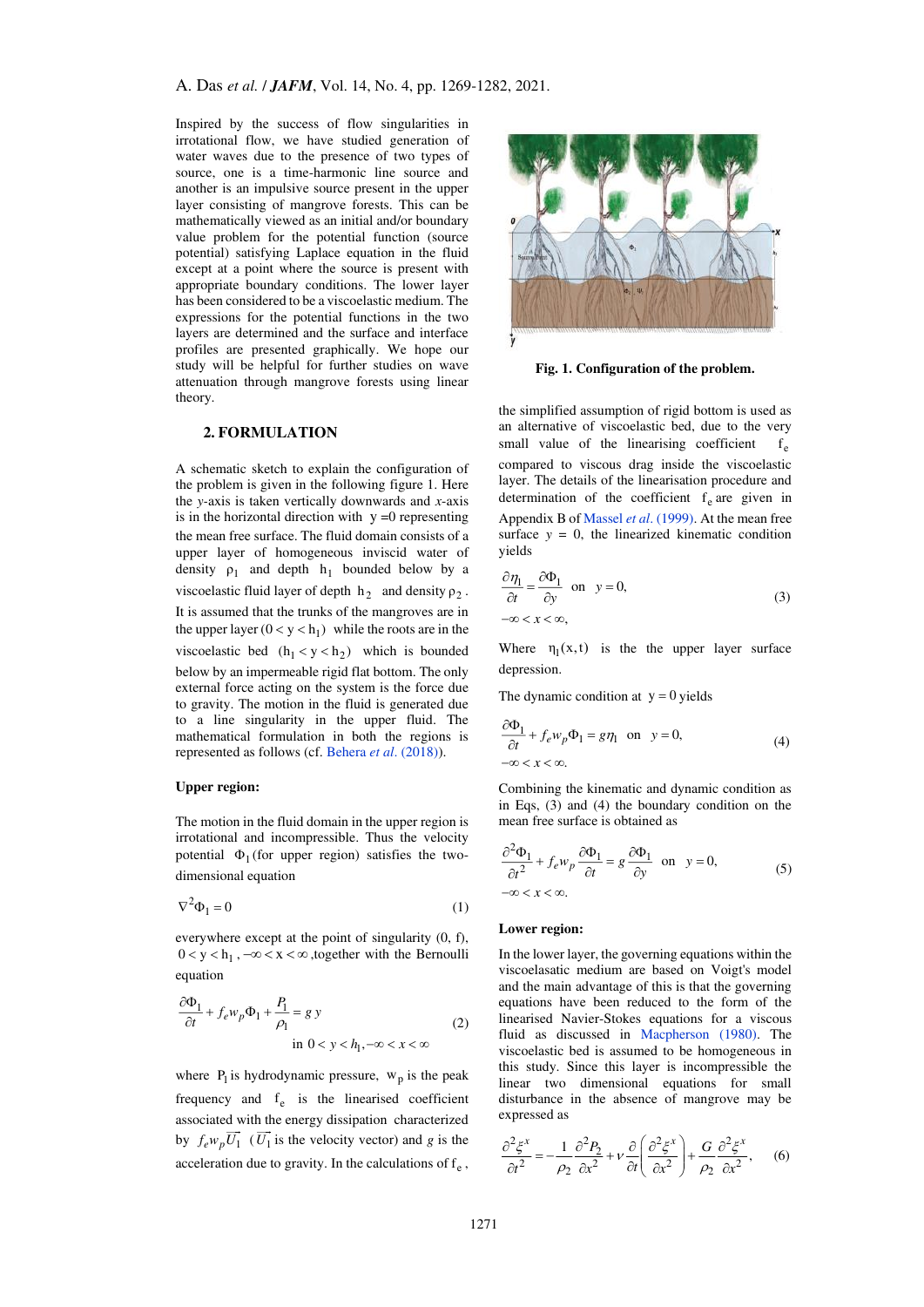Inspired by the success of flow singularities in irrotational flow, we have studied generation of water waves due to the presence of two types of source, one is a time-harmonic line source and another is an impulsive source present in the upper layer consisting of mangrove forests. This can be mathematically viewed as an initial and/or boundary value problem for the potential function (source potential) satisfying Laplace equation in the fluid except at a point where the source is present with appropriate boundary conditions. The lower layer has been considered to be a viscoelastic medium. The expressions for the potential functions in the two layers are determined and the surface and interface profiles are presented graphically. We hope our study will be helpful for further studies on wave attenuation through mangrove forests using linear theory.

## 2. FORMULATION

A schematic sketch to explain the configuration of the problem is given in the following figure 1. Here the *y*-axis is taken vertically downwards and *x*-axis is in the horizontal direction with $y = 0$ representing the mean free surface. The fluid domain consists of a upper layer of homogeneous inviscid water of density $\rho_1$ and depth $h_1$ bounded below by a viscoelastic fluid layer of depth $h_2$ and density $\rho_2$. It is assumed that the trunks of the mangroves are in the upper layer $(0 < y < h_1)$ while the roots are in the viscoelastic bed $(h_1 < y < h_2)$ which is bounded below by an impermeable rigid flat bottom. The only external force acting on the system is the force due to gravity. The motion in the fluid is generated due to a line singularity in the upper fluid. The mathematical formulation in both the regions is represented as follows (cf. Behera *et al.* (2018)).

**Fig. 1. Configuration of the problem.**

### Upper region:

The motion in the fluid domain in the upper region is irrotational and incompressible. Thus the velocity potential $\Phi_1$ (for upper region) satisfies the two-dimensional equation

$$\nabla^2 \Phi_1 = 0 \tag{1}$$

everywhere except at the point of singularity (0, f), $0 < y < h_1$, $-\infty < x < \infty$, together with the Bernoulli equation

$$\frac{\partial \Phi_1}{\partial t} + f_e w_p \Phi_1 + \frac{P_1}{\rho_1} = g\,y \quad \text{in } 0 < y < h_1, -\infty < x < \infty \tag{2}$$

where $P_1$ is hydrodynamic pressure, $w_p$ is the peak frequency and $f_e$ is the linearised coefficient associated with the energy dissipation characterized by $f_e w_p \overline{U_1}$ ($\overline{U_1}$ is the velocity vector) and $g$ is the acceleration due to gravity. In the calculations of $f_e$, the simplified assumption of rigid bottom is used as an alternative of viscoelastic bed, due to the very small value of the linearising coefficient $f_e$ compared to viscous drag inside the viscoelastic layer. The details of the linearisation procedure and determination of the coefficient $f_e$ are given in Appendix B of Massel *et al.* (1999). At the mean free surface $y = 0$, the linearized kinematic condition yields

$$\frac{\partial \eta_1}{\partial t} = \frac{\partial \Phi_1}{\partial y} \quad \text{on} \quad y = 0, \quad -\infty < x < \infty, \tag{3}$$

Where $\eta_1(x,t)$ is the the upper layer surface depression.

The dynamic condition at $y = 0$ yields

$$\frac{\partial \Phi_1}{\partial t} + f_e w_p \Phi_1 = g\eta_1 \quad \text{on} \quad y = 0, \quad -\infty < x < \infty. \tag{4}$$

Combining the kinematic and dynamic condition as in Eqs, (3) and (4) the boundary condition on the mean free surface is obtained as

$$\frac{\partial^2 \Phi_1}{\partial t^2} + f_e w_p \frac{\partial \Phi_1}{\partial t} = g\frac{\partial \Phi_1}{\partial y} \quad \text{on} \quad y = 0, \quad -\infty < x < \infty. \tag{5}$$

### Lower region:

In the lower layer, the governing equations within the viscoelasatic medium are based on Voigt's model and the main advantage of this is that the governing equations have been reduced to the form of the linearised Navier-Stokes equations for a viscous fluid as discussed in Macpherson (1980). The viscoelastic bed is assumed to be homogeneous in this study. Since this layer is incompressible the linear two dimensional equations for small disturbance in the absence of mangrove may be expressed as

$$\frac{\partial^2 \xi^x}{\partial t^2} = -\frac{1}{\rho_2}\frac{\partial^2 P_2}{\partial x^2} + \nu\frac{\partial}{\partial t}\left(\frac{\partial^2 \xi^x}{\partial x^2}\right) + \frac{G}{\rho_2}\frac{\partial^2 \xi^x}{\partial x^2}, \tag{6}$$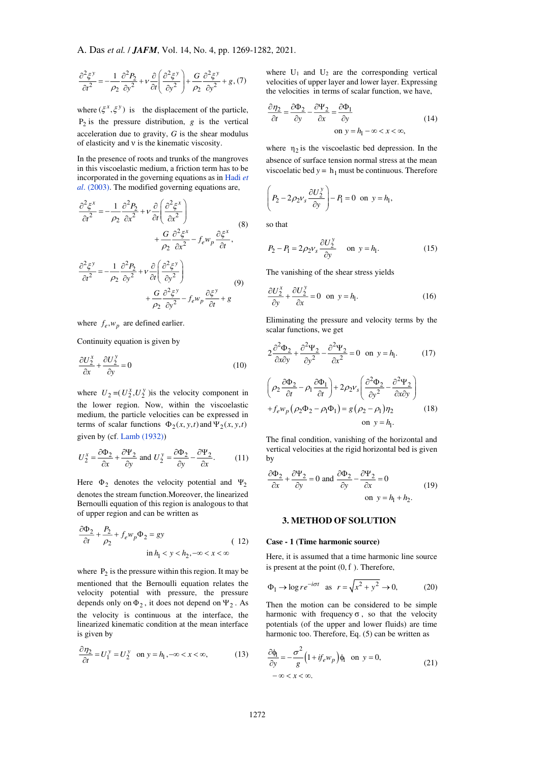$$\frac{\partial^2 \xi^y}{\partial t^2} = -\frac{1}{\rho_2}\frac{\partial^2 P_2}{\partial y^2} + \nu\frac{\partial}{\partial t}\left(\frac{\partial^2 \xi^y}{\partial y^2}\right) + \frac{G}{\rho_2}\frac{\partial^2 \xi^y}{\partial y^2} + g, \quad (7)$$

where $(\xi^x, \xi^y)$ is the displacement of the particle, $P_2$ is the pressure distribution, $g$ is the vertical acceleration due to gravity, $G$ is the shear modulus of elasticity and ν is the kinematic viscosity.

In the presence of roots and trunks of the mangroves in this viscoelastic medium, a friction term has to be incorporated in the governing equations as in Hadi *et al*. (2003). The modified governing equations are,

$$\frac{\partial^2 \xi^x}{\partial t^2} = -\frac{1}{\rho_2}\frac{\partial^2 P_2}{\partial x^2} + \nu\frac{\partial}{\partial t}\left(\frac{\partial^2 \xi^x}{\partial x^2}\right) + \frac{G}{\rho_2}\frac{\partial^2 \xi^x}{\partial x^2} - f_e w_p \frac{\partial \xi^x}{\partial t}, \quad (8)$$

$$\frac{\partial^2 \xi^y}{\partial t^2} = -\frac{1}{\rho_2}\frac{\partial^2 P_2}{\partial y^2} + \nu\frac{\partial}{\partial t}\left(\frac{\partial^2 \xi^y}{\partial y^2}\right) + \frac{G}{\rho_2}\frac{\partial^2 \xi^y}{\partial y^2} - f_e w_p \frac{\partial \xi^y}{\partial t} + g \quad (9)$$

where $f_e, w_p$ are defined earlier.

Continuity equation is given by

$$\frac{\partial U_2^x}{\partial x} + \frac{\partial U_2^y}{\partial y} = 0 \quad (10)$$

where $U_2 = (U_2^x, U_2^y)$ is the velocity component in the lower region. Now, within the viscoelastic medium, the particle velocities can be expressed in terms of scalar functions $\Phi_2(x,y,t)$ and $\Psi_2(x,y,t)$ given by (cf. Lamb (1932))

$$U_2^x = \frac{\partial \Phi_2}{\partial x} + \frac{\partial \Psi_2}{\partial y} \text{ and } U_2^y = \frac{\partial \Phi_2}{\partial y} - \frac{\partial \Psi_2}{\partial x}. \quad (11)$$

Here $\Phi_2$ denotes the velocity potential and $\Psi_2$ denotes the stream function. Moreover, the linearized Bernoulli equation of this region is analogous to that of upper region and can be written as

$$\frac{\partial \Phi_2}{\partial t} + \frac{P_2}{\rho_2} + f_e w_p \Phi_2 = gy \quad \text{in } h_1 < y < h_2, -\infty < x < \infty \quad (12)$$

where $P_2$ is the pressure within this region. It may be mentioned that the Bernoulli equation relates the velocity potential with pressure, the pressure depends only on $\Phi_2$, it does not depend on $\Psi_2$. As the velocity is continuous at the interface, the linearized kinematic condition at the mean interface is given by

$$\frac{\partial \eta_2}{\partial t} = U_1^y = U_2^y \quad \text{on } y = h_1, -\infty < x < \infty, \quad (13)$$

where $U_1$ and $U_2$ are the corresponding vertical velocities of upper layer and lower layer. Expressing the velocities in terms of scalar function, we have,

$$\frac{\partial \eta_2}{\partial t} = \frac{\partial \Phi_2}{\partial y} - \frac{\partial \Psi_2}{\partial x} = \frac{\partial \Phi_1}{\partial y} \quad \text{on } y = h_1 - \infty < x < \infty, \quad (14)$$

where $\eta_2$ is the viscoelastic bed depression. In the absence of surface tension normal stress at the mean viscoelatic bed $y = h_1$ must be continuous. Therefore

$$\left(P_2 - 2\rho_2 \nu_s \frac{\partial U_2^y}{\partial y}\right) - P_1 = 0 \quad \text{on } y = h_1,$$

so that

$$P_2 - P_1 = 2\rho_2 \nu_s \frac{\partial U_2^y}{\partial y} \quad \text{on } y = h_1. \quad (15)$$

The vanishing of the shear stress yields

$$\frac{\partial U_2^x}{\partial y} + \frac{\partial U_2^y}{\partial x} = 0 \quad \text{on } y = h_1. \quad (16)$$

Eliminating the pressure and velocity terms by the scalar functions, we get

$$2\frac{\partial^2 \Phi_2}{\partial x \partial y} + \frac{\partial^2 \Psi_2}{\partial y^2} - \frac{\partial^2 \Psi_2}{\partial x^2} = 0 \quad \text{on } y = h_1. \quad (17)$$

$$\left(\rho_2 \frac{\partial \Phi_2}{\partial t} - \rho_1 \frac{\partial \Phi_1}{\partial t}\right) + 2\rho_2 \nu_s \left(\frac{\partial^2 \Phi_2}{\partial y^2} - \frac{\partial^2 \Psi_2}{\partial x \partial y}\right) + f_e w_p \left(\rho_2 \Phi_2 - \rho_1 \Phi_1\right) = g\left(\rho_2 - \rho_1\right)\eta_2 \quad \text{on } y = h_1. \quad (18)$$

The final condition, vanishing of the horizontal and vertical velocities at the rigid horizontal bed is given by

$$\frac{\partial \Phi_2}{\partial x} + \frac{\partial \Psi_2}{\partial y} = 0 \text{ and } \frac{\partial \Phi_2}{\partial y} - \frac{\partial \Psi_2}{\partial x} = 0 \quad \text{on } y = h_1 + h_2. \quad (19)$$

## 3. METHOD OF SOLUTION

### Case - 1 (Time harmonic source)

Here, it is assumed that a time harmonic line source is present at the point (0, f ). Therefore,

$$\Phi_1 \to \log r e^{-i\sigma t} \quad \text{as} \quad r = \sqrt{x^2 + y^2} \to 0, \quad (20)$$

Then the motion can be considered to be simple harmonic with frequency σ, so that the velocity potentials (of the upper and lower fluids) are time harmonic too. Therefore, Eq. (5) can be written as

$$\frac{\partial \phi_1}{\partial y} = -\frac{\sigma^2}{g}\left(1 + i f_e w_p\right)\phi_1 \quad \text{on } y = 0, \quad -\infty < x < \infty. \quad (21)$$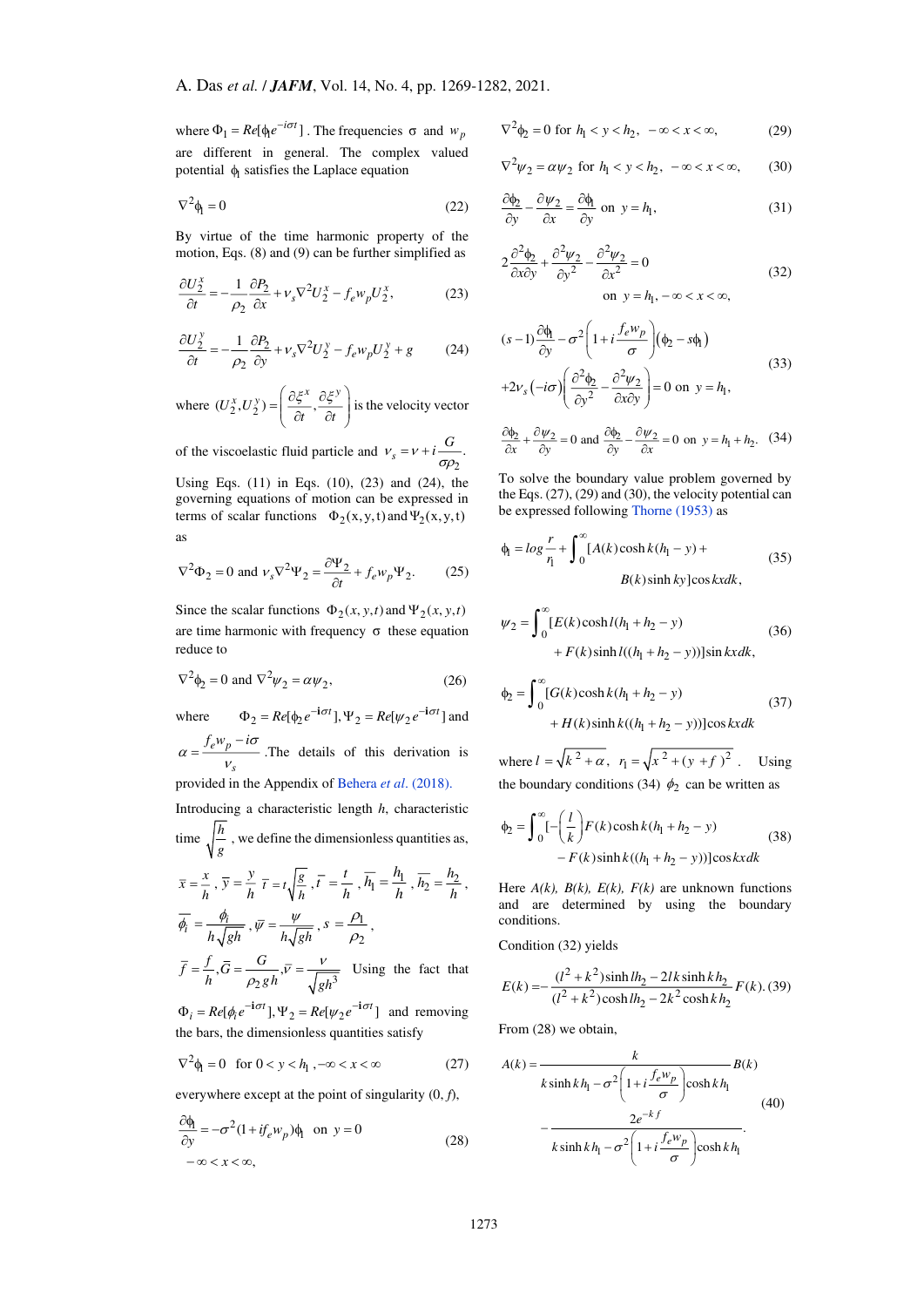where $\Phi_1 = Re[\phi_1 e^{-i\sigma t}]$. The frequencies $\sigma$ and $w_p$ are different in general. The complex valued potential $\phi_1$ satisfies the Laplace equation

$$\nabla^2 \phi_1 = 0 \tag{22}$$

By virtue of the time harmonic property of the motion, Eqs. (8) and (9) can be further simplified as

$$\frac{\partial U_2^x}{\partial t} = -\frac{1}{\rho_2}\frac{\partial P_2}{\partial x} + \nu_s \nabla^2 U_2^x - f_e w_p U_2^x, \tag{23}$$

$$\frac{\partial U_2^y}{\partial t} = -\frac{1}{\rho_2}\frac{\partial P_2}{\partial y} + \nu_s \nabla^2 U_2^y - f_e w_p U_2^y + g \tag{24}$$

where $(U_2^x, U_2^y) = \left(\frac{\partial \xi^x}{\partial t}, \frac{\partial \xi^y}{\partial t}\right)$ is the velocity vector of the viscoelastic fluid particle and $\nu_s = \nu + i\frac{G}{\sigma \rho_2}$.

Using Eqs. (11) in Eqs. (10), (23) and (24), the governing equations of motion can be expressed in terms of scalar functions $\Phi_2(x,y,t)$ and $\Psi_2(x,y,t)$ as

$$\nabla^2 \Phi_2 = 0 \text{ and } \nu_s \nabla^2 \Psi_2 = \frac{\partial \Psi_2}{\partial t} + f_e w_p \Psi_2. \tag{25}$$

Since the scalar functions $\Phi_2(x,y,t)$ and $\Psi_2(x,y,t)$ are time harmonic with frequency $\sigma$ these equation reduce to

$$\nabla^2 \phi_2 = 0 \text{ and } \nabla^2 \psi_2 = \alpha \psi_2, \tag{26}$$

where $\Phi_2 = Re[\phi_2 e^{-i\sigma t}], \Psi_2 = Re[\psi_2 e^{-i\sigma t}]$ and $\alpha = \frac{f_e w_p - i\sigma}{\nu_s}$. The details of this derivation is provided in the Appendix of Behera *et al*. (2018).

Introducing a characteristic length $h$, characteristic time $\sqrt{\frac{h}{g}}$, we define the dimensionless quantities as,

$\bar{x} = \frac{x}{h}$, $\bar{y} = \frac{y}{h}$, $\bar{t} = t\sqrt{\frac{g}{h}}$, $\bar{t} = \frac{t}{h}$, $\bar{h}_1 = \frac{h_1}{h}$, $\bar{h}_2 = \frac{h_2}{h}$,

$\bar{\phi}_i = \frac{\phi_i}{h\sqrt{gh}}$, $\bar{\psi} = \frac{\psi}{h\sqrt{gh}}$, $s = \frac{\rho_1}{\rho_2}$,

$\bar{f} = \frac{f}{h}$, $\bar{G} = \frac{G}{\rho_2 g h}$, $\bar{\nu} = \frac{\nu}{\sqrt{gh^3}}$ Using the fact that $\Phi_i = Re[\phi_i e^{-i\sigma t}], \Psi_2 = Re[\psi_2 e^{-i\sigma t}]$ and removing the bars, the dimensionless quantities satisfy

$$\nabla^2 \phi_1 = 0 \quad \text{for } 0 < y < h_1, -\infty < x < \infty \tag{27}$$

everywhere except at the point of singularity $(0, f)$,

$$\frac{\partial \phi_1}{\partial y} = -\sigma^2 (1 + i f_e w_p)\phi_1 \quad \text{on } y = 0 \quad -\infty < x < \infty, \tag{28}$$

$$\nabla^2 \phi_2 = 0 \text{ for } h_1 < y < h_2, \ -\infty < x < \infty, \tag{29}$$

$$\nabla^2 \psi_2 = \alpha \psi_2 \text{ for } h_1 < y < h_2, \ -\infty < x < \infty, \tag{30}$$

$$\frac{\partial \phi_2}{\partial y} - \frac{\partial \psi_2}{\partial x} = \frac{\partial \phi_1}{\partial y} \text{ on } y = h_1, \tag{31}$$

$$2\frac{\partial^2 \phi_2}{\partial x \partial y} + \frac{\partial^2 \psi_2}{\partial y^2} - \frac{\partial^2 \psi_2}{\partial x^2} = 0 \quad \text{on } y = h_1, -\infty < x < \infty, \tag{32}$$

$$(s-1)\frac{\partial \phi_1}{\partial y} - \sigma^2 \left(1 + i\frac{f_e w_p}{\sigma}\right)(\phi_2 - s\phi_1) + 2\nu_s(-i\sigma)\left(\frac{\partial^2 \phi_2}{\partial y^2} - \frac{\partial^2 \psi_2}{\partial x \partial y}\right) = 0 \text{ on } y = h_1, \tag{33}$$

$$\frac{\partial \phi_2}{\partial x} + \frac{\partial \psi_2}{\partial y} = 0 \text{ and } \frac{\partial \phi_2}{\partial y} - \frac{\partial \psi_2}{\partial x} = 0 \text{ on } y = h_1 + h_2. \tag{34}$$

To solve the boundary value problem governed by the Eqs. (27), (29) and (30), the velocity potential can be expressed following Thorne (1953) as

$$\phi_1 = \log\frac{r}{r_1} + \int_0^\infty [A(k)\cosh k(h_1 - y) + B(k)\sinh ky]\cos kx dk, \tag{35}$$

$$\psi_2 = \int_0^\infty [E(k)\cosh l(h_1 + h_2 - y) + F(k)\sinh l((h_1 + h_2 - y))]\sin kx dk, \tag{36}$$

$$\phi_2 = \int_0^\infty [G(k)\cosh k(h_1 + h_2 - y) + H(k)\sinh k((h_1 + h_2 - y))]\cos kx dk \tag{37}$$

where $l = \sqrt{k^2 + \alpha}$, $r_1 = \sqrt{x^2 + (y+f)^2}$. Using the boundary conditions (34) $\phi_2$ can be written as

$$\phi_2 = \int_0^\infty [-\left(\frac{l}{k}\right)F(k)\cosh k(h_1 + h_2 - y) - F(k)\sinh k((h_1 + h_2 - y))]\cos kx dk \tag{38}$$

Here $A(k)$, $B(k)$, $E(k)$, $F(k)$ are unknown functions and are determined by using the boundary conditions.

Condition (32) yields

$$E(k) = -\frac{(l^2 + k^2)\sinh lh_2 - 2lk\sinh kh_2}{(l^2 + k^2)\cosh lh_2 - 2k^2\cosh kh_2}F(k). \tag{39}$$

From (28) we obtain,

$$A(k) = \frac{k}{k\sinh kh_1 - \sigma^2\left(1 + i\frac{f_e w_p}{\sigma}\right)\cosh kh_1}B(k) - \frac{2e^{-kf}}{k\sinh kh_1 - \sigma^2\left(1 + i\frac{f_e w_p}{\sigma}\right)\cosh kh_1}. \tag{40}$$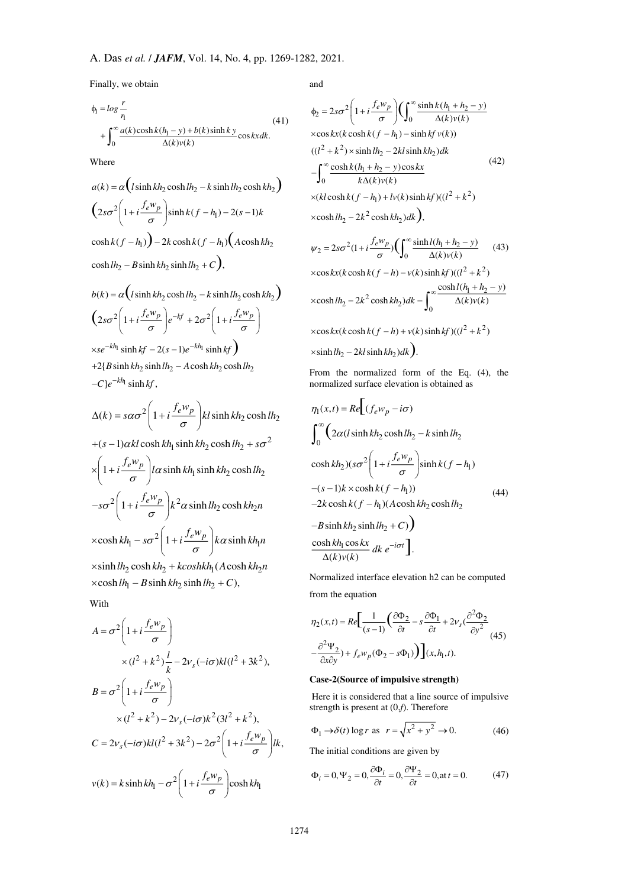Finally, we obtain

$$\phi_1 = log\frac{r}{r_1} + \int_0^\infty \frac{a(k)\cosh k(h_1 - y) + b(k)\sinh k\, y}{\Delta(k)v(k)}\cos kx dk. \quad (41)$$

Where

$$a(k) = \alpha\Big(l\sinh kh_2\cosh lh_2 - k\sinh lh_2\cosh kh_2\Big)\Big(2s\sigma^2\left(1+i\frac{f_e w_p}{\sigma}\right)\sinh k(f-h_1) - 2(s-1)k\cosh k(f-h_1)\Big) - 2k\cosh k(f-h_1)\Big(A\cosh kh_2\cosh lh_2 - B\sinh kh_2\sinh lh_2 + C\Big),$$

$$b(k) = \alpha\Big(l\sinh kh_2\cosh lh_2 - k\sinh lh_2\cosh kh_2\Big)\Big(2s\sigma^2\left(1+i\frac{f_e w_p}{\sigma}\right)e^{-kf} + 2\sigma^2\left(1+i\frac{f_e w_p}{\sigma}\right)\times se^{-kh_1}\sinh kf - 2(s-1)e^{-kh_1}\sinh kf\Big) + 2\{B\sinh kh_2\sinh lh_2 - A\cosh kh_2\cosh lh_2 - C\}e^{-kh_1}\sinh kf,$$

$$\Delta(k) = s\alpha\sigma^2\left(1+i\frac{f_e w_p}{\sigma}\right)kl\sinh kh_2\cosh lh_2 + (s-1)\alpha kl\cosh kh_1\sinh kh_2\cosh lh_2 + s\sigma^2\times\left(1+i\frac{f_e w_p}{\sigma}\right)l\alpha\sinh kh_1\sinh kh_2\cosh lh_2 - s\sigma^2\left(1+i\frac{f_e w_p}{\sigma}\right)k^2\alpha\sinh lh_2\cosh kh_2 n\times\cosh kh_1 - s\sigma^2\left(1+i\frac{f_e w_p}{\sigma}\right)k\alpha\sinh kh_1 n\times\sinh lh_2\cosh kh_2 + k\cosh kh_1(A\cosh kh_2 n\times\cosh lh_1 - B\sinh kh_2\sinh lh_2 + C),$$

With

$$A = \sigma^2\left(1+i\frac{f_e w_p}{\sigma}\right)\times(l^2+k^2)\frac{l}{k} - 2\nu_s(-i\sigma)kl(l^2+3k^2),$$

$$B = \sigma^2\left(1+i\frac{f_e w_p}{\sigma}\right)\times(l^2+k^2) - 2\nu_s(-i\sigma)k^2(3l^2+k^2),$$

$$C = 2\nu_s(-i\sigma)kl(l^2+3k^2) - 2\sigma^2\left(1+i\frac{f_e w_p}{\sigma}\right)lk,$$

$$v(k) = k\sinh kh_1 - \sigma^2\left(1+i\frac{f_e w_p}{\sigma}\right)\cosh kh_1$$

and

$$\phi_2 = 2s\sigma^2\left(1+i\frac{f_e w_p}{\sigma}\right)\Big(\int_0^\infty\frac{\sinh k(h_1+h_2-y)}{\Delta(k)v(k)}\times\cos kx(k\cosh k(f-h_1) - \sinh kf\, v(k))((l^2+k^2)\times\sinh lh_2 - 2kl\sinh kh_2)dk - \int_0^\infty\frac{\cosh k(h_1+h_2-y)\cos kx}{k\Delta(k)v(k)}\times(kl\cosh k(f-h_1) + lv(k)\sinh kf)((l^2+k^2)\times\cosh lh_2 - 2k^2\cosh kh_2)dk\Big), \quad (42)$$

$$\psi_2 = 2s\sigma^2(1+i\frac{f_e w_p}{\sigma})\Big(\int_0^\infty\frac{\sinh l(h_1+h_2-y)}{\Delta(k)v(k)}\times\cos kx(k\cosh k(f-h) - v(k)\sinh kf)((l^2+k^2)\times\cosh lh_2 - 2k^2\cosh kh_2)dk - \int_0^\infty\frac{\cosh l(h_1+h_2-y)}{\Delta(k)v(k)}\times\cos kx(k\cosh k(f-h) + v(k)\sinh kf)((l^2+k^2)\times\sinh lh_2 - 2kl\sinh kh_2)dk\Big). \quad (43)$$

From the normalized form of the Eq. (4), the normalized surface elevation is obtained as

$$\eta_1(x,t) = Re\Big[(f_e w_p - i\sigma)\int_0^\infty\Big(2\alpha(l\sinh kh_2\cosh lh_2 - k\sinh lh_2\cosh kh_2)(s\sigma^2\left(1+i\frac{f_e w_p}{\sigma}\right)\sinh k(f-h_1) - (s-1)k\times\cosh k(f-h_1)) - 2k\cosh k(f-h_1)(A\cosh kh_2\cosh lh_2 - B\sinh kh_2\sinh lh_2 + C)\Big)\frac{\cosh kh_1\cos kx}{\Delta(k)v(k)}dk\, e^{-i\sigma t}\Big]. \quad (44)$$

Normalized interface elevation h2 can be computed from the equation

$$\eta_2(x,t) = Re\Big[\frac{1}{(s-1)}\Big(\frac{\partial\Phi_2}{\partial t} - s\frac{\partial\Phi_1}{\partial t} + 2\nu_s(\frac{\partial^2\Phi_2}{\partial y^2} - \frac{\partial^2\Psi_2}{\partial x\partial y}) + f_e w_p(\Phi_2 - s\Phi_1)\Big)\Big](x,h_1,t). \quad (45)$$

**Case-2(Source of impulsive strength)**

Here it is considered that a line source of impulsive strength is present at $(0,f)$. Therefore

$$\Phi_1 \to \delta(t)\log r \text{ as } r = \sqrt{x^2+y^2} \to 0. \quad (46)$$

The initial conditions are given by

$$\Phi_i = 0, \Psi_2 = 0, \frac{\partial\Phi_i}{\partial t} = 0, \frac{\partial\Psi_2}{\partial t} = 0, \text{at } t = 0. \quad (47)$$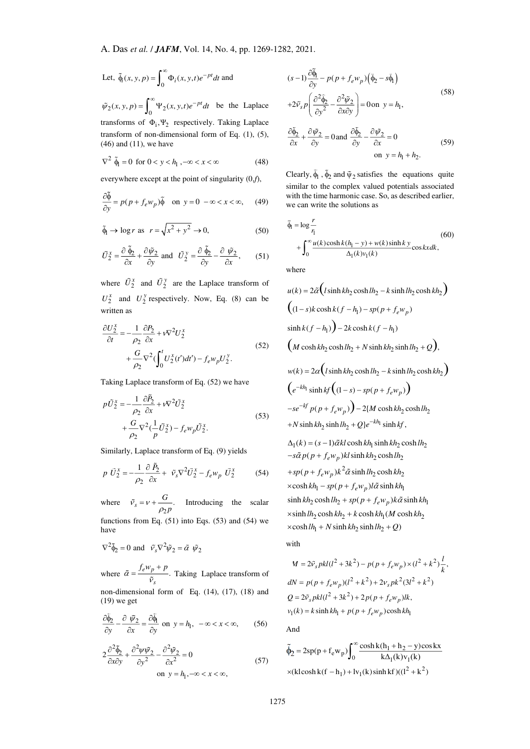Let, $\tilde{\phi}_1(x,y,p)=\int_0^\infty \Phi_i(x,y,t)e^{-pt}dt$ and

$\tilde{\psi}_2(x,y,p)=\int_0^\infty \Psi_2(x,y,t)e^{-pt}dt$ be the Laplace transforms of $\Phi_1, \Psi_2$ respectively. Taking Laplace transform of non-dimensional form of Eq. (1), (5), (46) and (11), we have

$$\nabla^2 \tilde{\phi}_1 = 0 \quad \text{for } 0<y<h_1, -\infty<x<\infty \tag{48}$$

everywhere except at the point of singularity $(0,f)$,

$$\frac{\partial \tilde{\phi}}{\partial y} = p(p+f_e w_p)\tilde{\phi} \quad \text{on } y=0 \; -\infty<x<\infty, \tag{49}$$

$$\tilde{\phi}_1 \to \log r \text{ as } r=\sqrt{x^2+y^2}\to 0, \tag{50}$$

$$\tilde{U}_2^x = \frac{\partial \tilde{\phi}_2}{\partial x}+\frac{\partial \tilde{\psi}_2}{\partial y} \text{ and } \tilde{U}_2^y = \frac{\partial \tilde{\phi}_2}{\partial y}-\frac{\partial \tilde{\psi}_2}{\partial x}, \tag{51}$$

where $\tilde{U}_2^x$ and $\tilde{U}_2^y$ are the Laplace transform of $U_2^x$ and $U_2^y$ respectively. Now, Eq. (8) can be written as

$$\frac{\partial U_2^x}{\partial t} = -\frac{1}{\rho_2}\frac{\partial P_2}{\partial x}+\nu\nabla^2 U_2^x + \frac{G}{\rho_2}\nabla^2\left(\int_0^t U_2^x(t')dt'\right) - f_e w_p U_2^y. \tag{52}$$

Taking Laplace transform of Eq. (52) we have

$$p\tilde{U}_2^x = -\frac{1}{\rho_2}\frac{\partial \tilde{P}_2}{\partial x}+\nu\nabla^2\tilde{U}_2^x + \frac{G}{\rho_2}\nabla^2\left(\frac{1}{p}\tilde{U}_2^x\right) - f_e w_p \tilde{U}_2^x. \tag{53}$$

Similarly, Laplace transform of Eq. (9) yields

$$p\,\tilde{U}_2^x = -\frac{1}{\rho_2}\frac{\partial \tilde{P}_2}{\partial x}+\tilde{\nu}_s\nabla^2\tilde{U}_2^x - f_e w_p\,\tilde{U}_2^x \tag{54}$$

where $\tilde{\nu}_s = \nu + \frac{G}{\rho_2 p}$. Introducing the scalar functions from Eq. (51) into Eqs. (53) and (54) we have

$$\nabla^2\tilde{\phi}_2 = 0 \text{ and } \tilde{\nu}_s\nabla^2\tilde{\psi}_2 = \tilde{\alpha}\,\tilde{\psi}_2$$

where $\tilde{\alpha} = \frac{f_e w_p + p}{\tilde{\nu}_s}$. Taking Laplace transform of non-dimensional form of Eq. (14), (17), (18) and (19) we get

$$\frac{\partial \tilde{\phi}_2}{\partial y}-\frac{\partial \tilde{\psi}_2}{\partial x} = \frac{\partial \tilde{\phi}_1}{\partial y} \quad \text{on } y=h_1, \; -\infty<x<\infty, \tag{56}$$

$$2\frac{\partial^2\tilde{\phi}_2}{\partial x\partial y}+\frac{\partial^2 \psi\tilde{\psi}_2}{\partial y^2}-\frac{\partial^2\tilde{\psi}_2}{\partial x^2} = 0 \quad \text{on } y=h_1, -\infty<x<\infty, \tag{57}$$

$$(s-1)\frac{\partial \tilde{\phi}_1}{\partial y} - p(p+f_e w_p)\left(\tilde{\phi}_2 - s\tilde{\phi}_1\right) + 2\tilde{\nu}_s p\left(\frac{\partial^2\tilde{\phi}_2}{\partial y^2}-\frac{\partial^2\tilde{\psi}_2}{\partial x\partial y}\right) = 0 \text{ on } y=h_1, \tag{58}$$

$$\frac{\partial \tilde{\phi}_2}{\partial x}+\frac{\partial \tilde{\psi}_2}{\partial y} = 0 \text{ and } \frac{\partial \tilde{\phi}_2}{\partial y}-\frac{\partial \tilde{\psi}_2}{\partial x} = 0 \quad \text{on } y=h_1+h_2. \tag{59}$$

Clearly, $\tilde{\phi}_1$, $\tilde{\phi}_2$ and $\tilde{\psi}_2$ satisfies the equations quite similar to the complex valued potentials associated with the time harmonic case. So, as described earlier, we can write the solutions as

$$\tilde{\phi}_1 = \log\frac{r}{r_1} + \int_0^\infty \frac{u(k)\cosh k(h_1-y)+w(k)\sinh k\,y}{\Delta_1(k)v_1(k)}\cos kx\,dk, \tag{60}$$

where

$$u(k) = 2\tilde{\alpha}\Big(l\sinh kh_2\cosh lh_2 - k\sinh lh_2\cosh kh_2\Big)\Big((1-s)k\cosh k(f-h_1) - sp(p+f_e w_p)\sinh k(f-h_1)\Big) - 2k\cosh k(f-h_1)\Big(M\cosh kh_2\cosh lh_2 + N\sinh kh_2\sinh lh_2 + Q\Big),$$

$$w(k) = 2\alpha\Big(l\sinh kh_2\cosh lh_2 - k\sinh lh_2\cosh kh_2\Big)\Big(e^{-kh_1}\sinh kf\Big((1-s)-sp(p+f_e w_p)\Big) - se^{-kf}p(p+f_e w_p)\Big) - 2\{M\cosh kh_2\cosh lh_2 + N\sinh kh_2\sinh lh_2 + Q\}e^{-kh_1}\sinh kf,$$

$$\begin{aligned}\Delta_1(k) &= (s-1)\tilde{\alpha}kl\cosh kh_1\sinh kh_2\cosh lh_2 - s\tilde{\alpha}p(p+f_e w_p)kl\sinh kh_2\cosh lh_2 \\ &+ sp(p+f_e w_p)k^2\tilde{\alpha}\sinh lh_2\cosh kh_2\times\cosh kh_1 - sp(p+f_e w_p)l\tilde{\alpha}\sinh kh_1\sinh kh_2\cosh lh_2 \\ &+ sp(p+f_e w_p)k\tilde{\alpha}\sinh kh_1\times\sinh lh_2\cosh kh_2 + k\cosh kh_1(M\cosh kh_2\times\cosh lh_1 + N\sinh kh_2\sinh lh_2 + Q)\end{aligned}$$

with

$$M = 2\tilde{\nu}_s pkl(l^2+3k^2) - p(p+f_e w_p)\times(l^2+k^2)\frac{l}{k},$$

$$dN = p(p+f_e w_p)(l^2+k^2) + 2\nu_s pk^2(3l^2+k^2)$$

$$Q = 2\tilde{\nu}_s pkl(l^2+3k^2) + 2p(p+f_e w_p)lk,$$

$$v_1(k) = k\sinh kh_1 + p(p+f_e w_p)\cosh kh_1$$

And

$$\tilde{\phi}_2 = 2sp(p+f_e w_p)\int_0^\infty \frac{\cosh k(h_1+h_2-y)\cos kx}{k\Delta_1(k)v_1(k)} \times(kl\cosh k(f-h_1) + lv_1(k)\sinh kf)((l^2+k^2)$$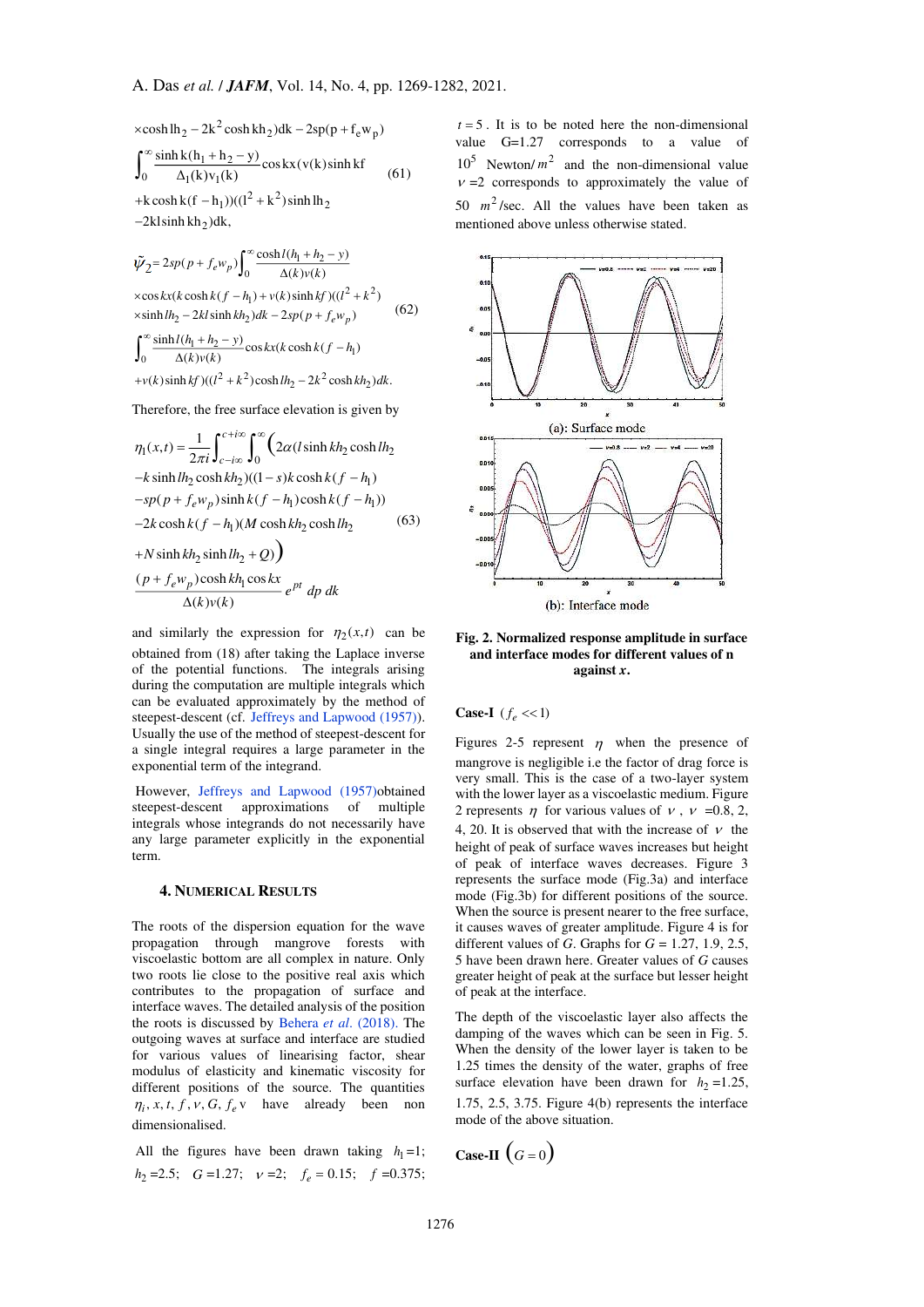$$\times\cosh lh_2 - 2k^2\cosh kh_2)dk - 2sp(p + f_e w_p)$$

$$\int_0^\infty \frac{\sinh k(h_1 + h_2 - y)}{\Delta_1(k)v_1(k)}\cos kx(v(k)\sinh kf \qquad (61)$$

$$+k\cosh k(f - h_1))((l^2 + k^2)\sinh lh_2$$

$$-2kl\sinh kh_2)dk,$$

$$\tilde{\psi}_2 = 2sp(p + f_e w_p)\int_0^\infty \frac{\cosh l(h_1 + h_2 - y)}{\Delta(k)v(k)}$$

$$\times\cos kx(k\cosh k(f - h_1) + v(k)\sinh kf)((l^2 + k^2)$$

$$\times\sinh lh_2 - 2kl\sinh kh_2)dk - 2sp(p + f_e w_p) \qquad (62)$$

$$\int_0^\infty \frac{\sinh l(h_1 + h_2 - y)}{\Delta(k)v(k)}\cos kx(k\cosh k(f - h_1)$$

$$+v(k)\sinh kf)((l^2 + k^2)\cosh lh_2 - 2k^2\cosh kh_2)dk.$$

Therefore, the free surface elevation is given by

$$\eta_1(x,t) = \frac{1}{2\pi i}\int_{c-i\infty}^{c+i\infty}\int_0^\infty \Big(2\alpha(l\sinh kh_2\cosh lh_2$$

$$-k\sinh lh_2\cosh kh_2)((1-s)k\cosh k(f - h_1)$$

$$-sp(p + f_e w_p)\sinh k(f - h_1)\cosh k(f - h_1))$$

$$-2k\cosh k(f - h_1)(M\cosh kh_2\cosh lh_2 \qquad (63)$$

$$+N\sinh kh_2\sinh lh_2 + Q)\Big)$$

$$\frac{(p + f_e w_p)\cosh kh_1\cos kx}{\Delta(k)v(k)}e^{pt}\,dp\,dk$$

and similarly the expression for $\eta_2(x,t)$ can be obtained from (18) after taking the Laplace inverse of the potential functions. The integrals arising during the computation are multiple integrals which can be evaluated approximately by the method of steepest-descent (cf. Jeffreys and Lapwood (1957)). Usually the use of the method of steepest-descent for a single integral requires a large parameter in the exponential term of the integrand.

However, Jeffreys and Lapwood (1957)obtained steepest-descent approximations of multiple integrals whose integrands do not necessarily have any large parameter explicitly in the exponential term.

## 4. Numerical Results

The roots of the dispersion equation for the wave propagation through mangrove forests with viscoelastic bottom are all complex in nature. Only two roots lie close to the positive real axis which contributes to the propagation of surface and interface waves. The detailed analysis of the position the roots is discussed by Behera *et al*. (2018). The outgoing waves at surface and interface are studied for various values of linearising factor, shear modulus of elasticity and kinematic viscosity for different positions of the source. The quantities $\eta_i, x, t, f, \nu, G, f_e$ v have already been non dimensionalised.

All the figures have been drawn taking $h_1 = 1$; $h_2 = 2.5$; $G = 1.27$; $\nu = 2$; $f_e = 0.15$; $f = 0.375$; $t = 5$. It is to be noted here the non-dimensional value G=1.27 corresponds to a value of $10^5$ Newton/$m^2$ and the non-dimensional value $\nu = 2$ corresponds to approximately the value of 50 $m^2$/sec. All the values have been taken as mentioned above unless otherwise stated.

(a): Surface mode

(b): Interface mode

**Fig. 2. Normalized response amplitude in surface and interface modes for different values of n against *x*.**

**Case-I** ($f_e << 1$)

Figures 2-5 represent $\eta$ when the presence of mangrove is negligible i.e the factor of drag force is very small. This is the case of a two-layer system with the lower layer as a viscoelastic medium. Figure 2 represents $\eta$ for various values of $\nu$, $\nu$ =0.8, 2, 4, 20. It is observed that with the increase of $\nu$ the height of peak of surface waves increases but height of peak of interface waves decreases. Figure 3 represents the surface mode (Fig.3a) and interface mode (Fig.3b) for different positions of the source. When the source is present nearer to the free surface, it causes waves of greater amplitude. Figure 4 is for different values of $G$. Graphs for $G$ = 1.27, 1.9, 2.5, 5 have been drawn here. Greater values of $G$ causes greater height of peak at the surface but lesser height of peak at the interface.

The depth of the viscoelastic layer also affects the damping of the waves which can be seen in Fig. 5. When the density of the lower layer is taken to be 1.25 times the density of the water, graphs of free surface elevation have been drawn for $h_2$ =1.25, 1.75, 2.5, 3.75. Figure 4(b) represents the interface mode of the above situation.

**Case-II** $(G = 0)$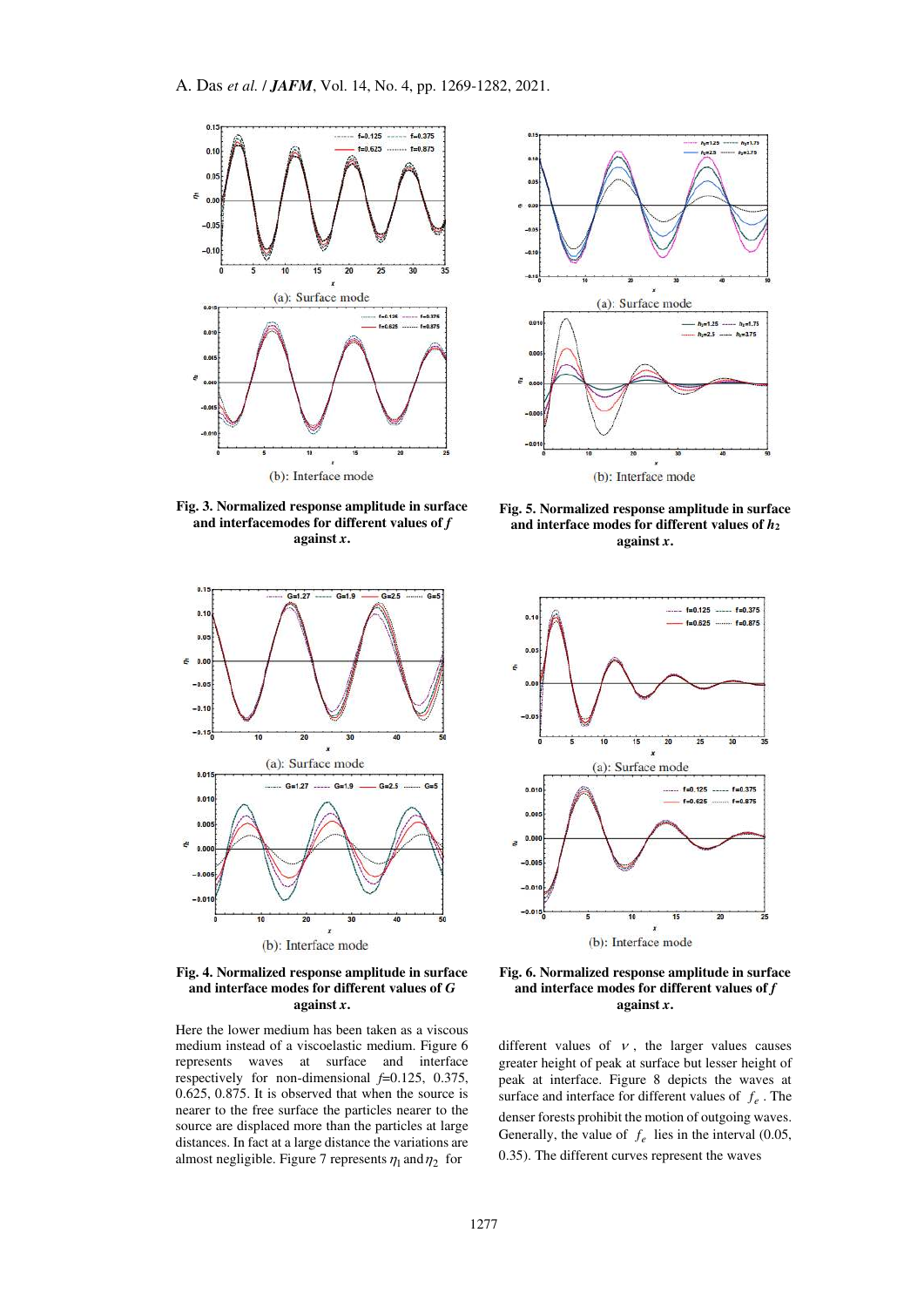**Fig. 3. Normalized response amplitude in surface and interfacemodes for different values of *f* against *x*.**

**Fig. 4. Normalized response amplitude in surface and interface modes for different values of *G* against *x*.**

Here the lower medium has been taken as a viscous medium instead of a viscoelastic medium. Figure 6 represents waves at surface and interface respectively for non-dimensional $f$=0.125, 0.375, 0.625, 0.875. It is observed that when the source is nearer to the free surface the particles nearer to the source are displaced more than the particles at large distances. In fact at a large distance the variations are almost negligible. Figure 7 represents $\eta_1$ and $\eta_2$ for

**Fig. 5. Normalized response amplitude in surface and interface modes for different values of $h_2$ against *x*.**

**Fig. 6. Normalized response amplitude in surface and interface modes for different values of *f* against *x*.**

different values of $\nu$, the larger values causes greater height of peak at surface but lesser height of peak at interface. Figure 8 depicts the waves at surface and interface for different values of $f_e$. The denser forests prohibit the motion of outgoing waves. Generally, the value of $f_e$ lies in the interval (0.05, 0.35). The different curves represent the waves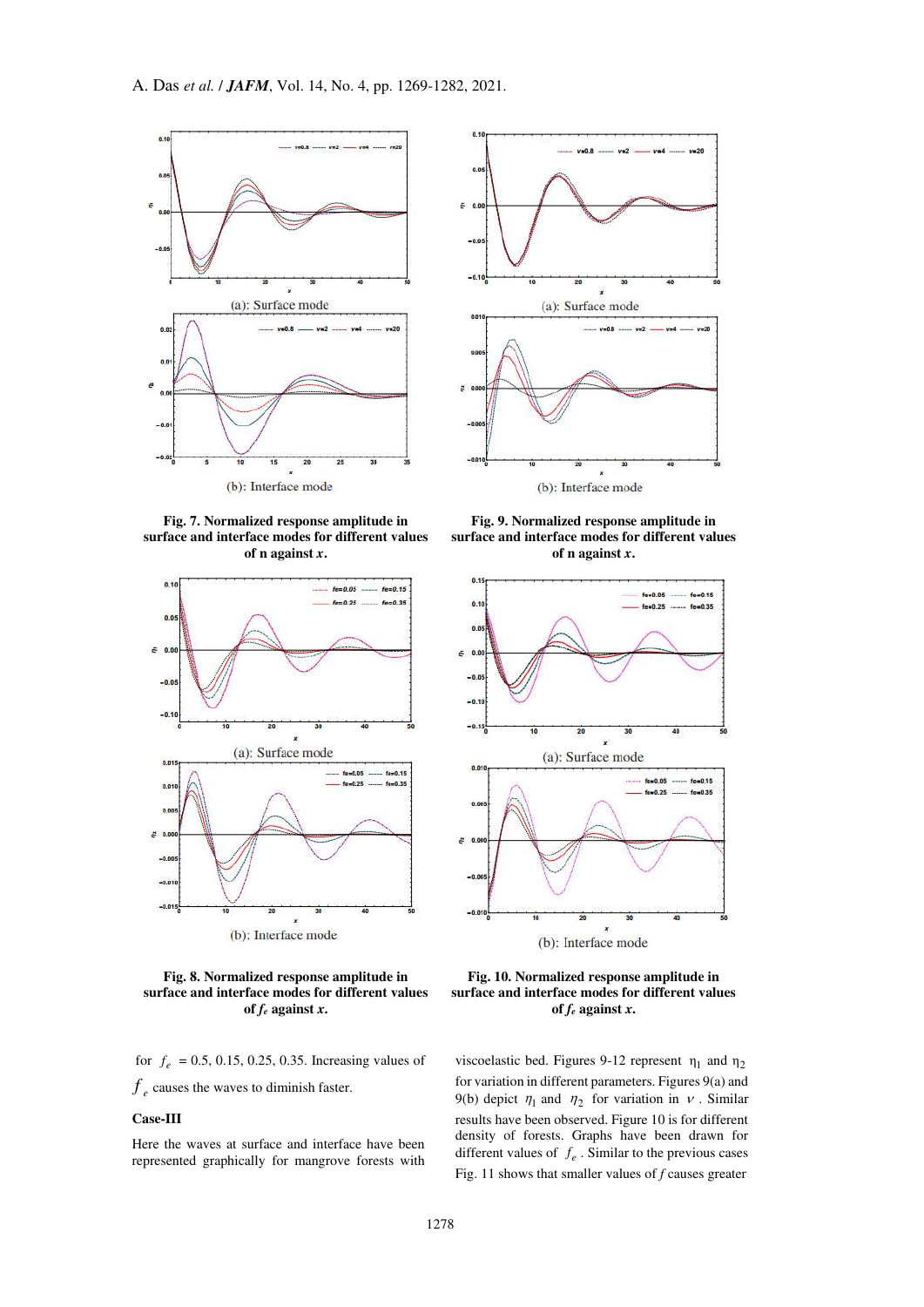Fig. 7. Normalized response amplitude in surface and interface modes for different values of n against *x*.

Fig. 9. Normalized response amplitude in surface and interface modes for different values of n against *x*.

Fig. 8. Normalized response amplitude in surface and interface modes for different values of $f_e$ against *x*.

Fig. 10. Normalized response amplitude in surface and interface modes for different values of $f_e$ against *x*.

for $f_e$ = 0.5, 0.15, 0.25, 0.35. Increasing values of $f_e$ causes the waves to diminish faster.

**Case-III**

Here the waves at surface and interface have been represented graphically for mangrove forests with viscoelastic bed. Figures 9-12 represent $\eta_1$ and $\eta_2$ for variation in different parameters. Figures 9(a) and 9(b) depict $\eta_1$ and $\eta_2$ for variation in $\nu$. Similar results have been observed. Figure 10 is for different density of forests. Graphs have been drawn for different values of $f_e$. Similar to the previous cases Fig. 11 shows that smaller values of *f* causes greater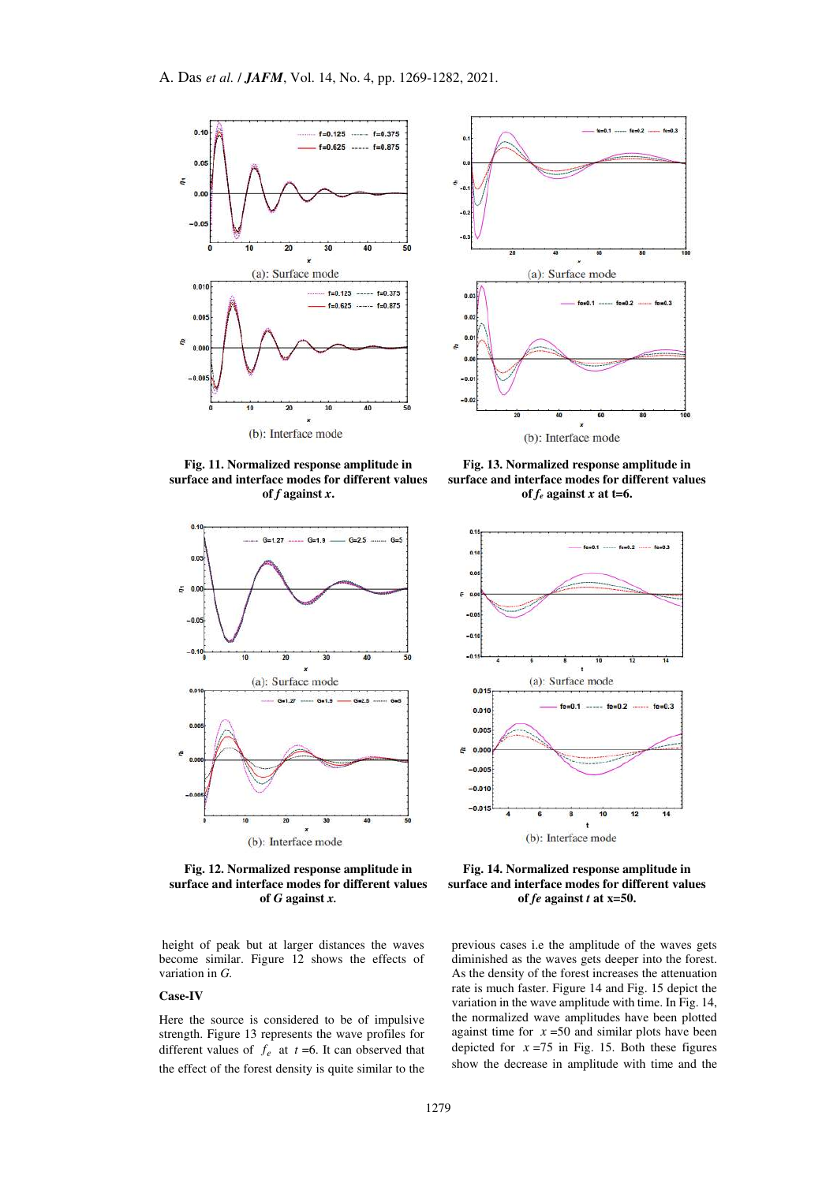(a): Surface mode

(b): Interface mode

**Fig. 11. Normalized response amplitude in surface and interface modes for different values of *f* against *x*.**

(a): Surface mode

(b): Interface mode

**Fig. 12. Normalized response amplitude in surface and interface modes for different values of *G* against *x*.**

(a): Surface mode

(b): Interface mode

**Fig. 13. Normalized response amplitude in surface and interface modes for different values of $f_e$ against *x* at t=6.**

(a): Surface mode

(b): Interface mode

**Fig. 14. Normalized response amplitude in surface and interface modes for different values of *fe* against *t* at x=50.**

height of peak but at larger distances the waves become similar. Figure 12 shows the effects of variation in *G*.

**Case-IV**

Here the source is considered to be of impulsive strength. Figure 13 represents the wave profiles for different values of $f_e$ at $t$ =6. It can observed that the effect of the forest density is quite similar to the previous cases i.e the amplitude of the waves gets diminished as the waves gets deeper into the forest. As the density of the forest increases the attenuation rate is much faster. Figure 14 and Fig. 15 depict the variation in the wave amplitude with time. In Fig. 14, the normalized wave amplitudes have been plotted against time for $x$ =50 and similar plots have been depicted for $x$ =75 in Fig. 15. Both these figures show the decrease in amplitude with time and the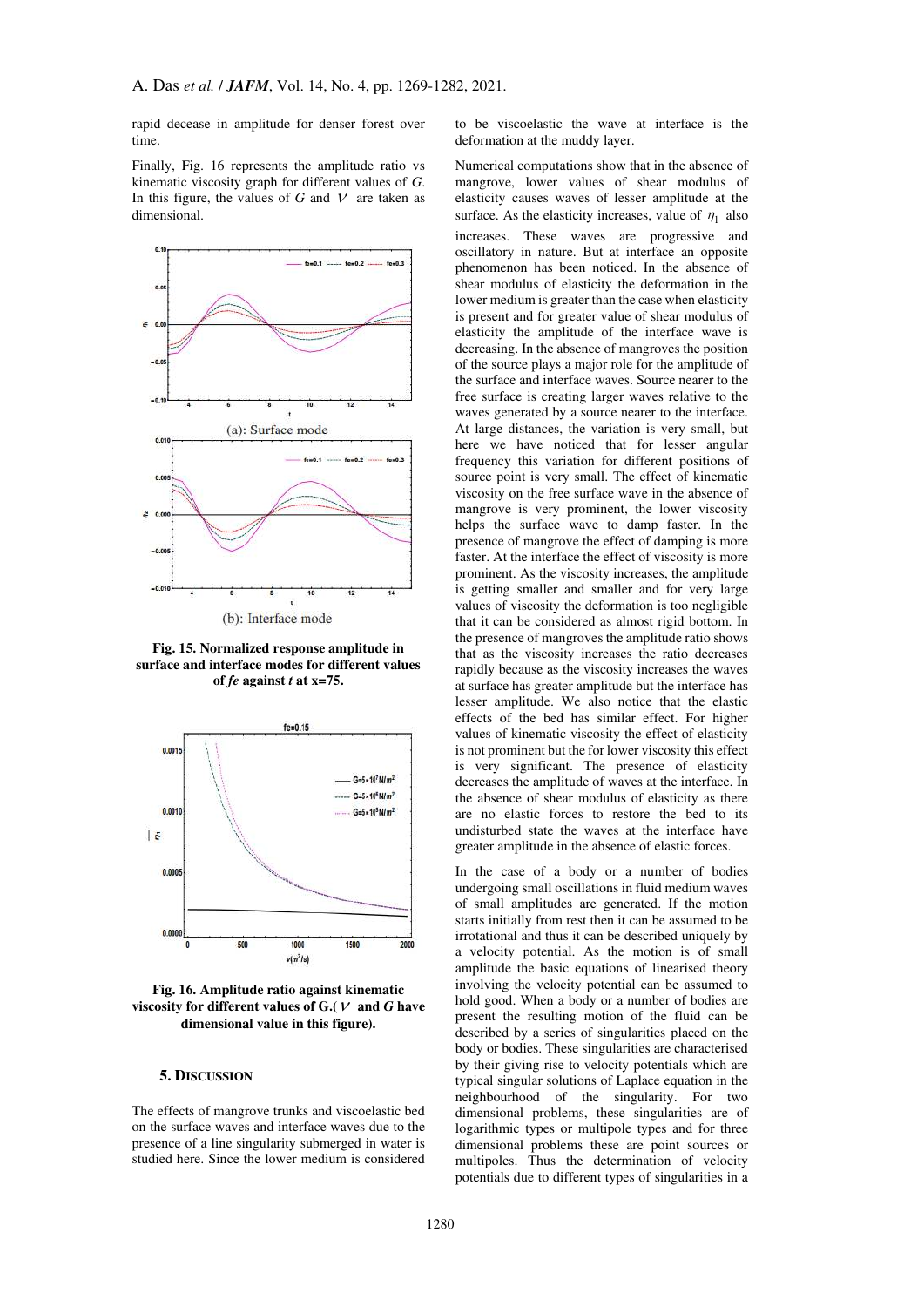rapid decease in amplitude for denser forest over time.

Finally, Fig. 16 represents the amplitude ratio vs kinematic viscosity graph for different values of $G$. In this figure, the values of $G$ and $\nu$ are taken as dimensional.

**Fig. 15. Normalized response amplitude in surface and interface modes for different values of *fe* against *t* at x=75.**

(a): Surface mode

(b): Interface mode

**Fig. 16. Amplitude ratio against kinematic viscosity for different values of G.($\nu$ and $G$ have dimensional value in this figure).**

## 5. DISCUSSION

The effects of mangrove trunks and viscoelastic bed on the surface waves and interface waves due to the presence of a line singularity submerged in water is studied here. Since the lower medium is considered to be viscoelastic the wave at interface is the deformation at the muddy layer.

Numerical computations show that in the absence of mangrove, lower values of shear modulus of elasticity causes waves of lesser amplitude at the surface. As the elasticity increases, value of $\eta_1$ also increases. These waves are progressive and oscillatory in nature. But at interface an opposite phenomenon has been noticed. In the absence of shear modulus of elasticity the deformation in the lower medium is greater than the case when elasticity is present and for greater value of shear modulus of elasticity the amplitude of the interface wave is decreasing. In the absence of mangroves the position of the source plays a major role for the amplitude of the surface and interface waves. Source nearer to the free surface is creating larger waves relative to the waves generated by a source nearer to the interface. At large distances, the variation is very small, but here we have noticed that for lesser angular frequency this variation for different positions of source point is very small. The effect of kinematic viscosity on the free surface wave in the absence of mangrove is very prominent, the lower viscosity helps the surface wave to damp faster. In the presence of mangrove the effect of damping is more faster. At the interface the effect of viscosity is more prominent. As the viscosity increases, the amplitude is getting smaller and smaller and for very large values of viscosity the deformation is too negligible that it can be considered as almost rigid bottom. In the presence of mangroves the amplitude ratio shows that as the viscosity increases the ratio decreases rapidly because as the viscosity increases the waves at surface has greater amplitude but the interface has lesser amplitude. We also notice that the elastic effects of the bed has similar effect. For higher values of kinematic viscosity the effect of elasticity is not prominent but the for lower viscosity this effect is very significant. The presence of elasticity decreases the amplitude of waves at the interface. In the absence of shear modulus of elasticity as there are no elastic forces to restore the bed to its undisturbed state the waves at the interface have greater amplitude in the absence of elastic forces.

In the case of a body or a number of bodies undergoing small oscillations in fluid medium waves of small amplitudes are generated. If the motion starts initially from rest then it can be assumed to be irrotational and thus it can be described uniquely by a velocity potential. As the motion is of small amplitude the basic equations of linearised theory involving the velocity potential can be assumed to hold good. When a body or a number of bodies are present the resulting motion of the fluid can be described by a series of singularities placed on the body or bodies. These singularities are characterised by their giving rise to velocity potentials which are typical singular solutions of Laplace equation in the neighbourhood of the singularity. For two dimensional problems, these singularities are of logarithmic types or multipole types and for three dimensional problems these are point sources or multipoles. Thus the determination of velocity potentials due to different types of singularities in a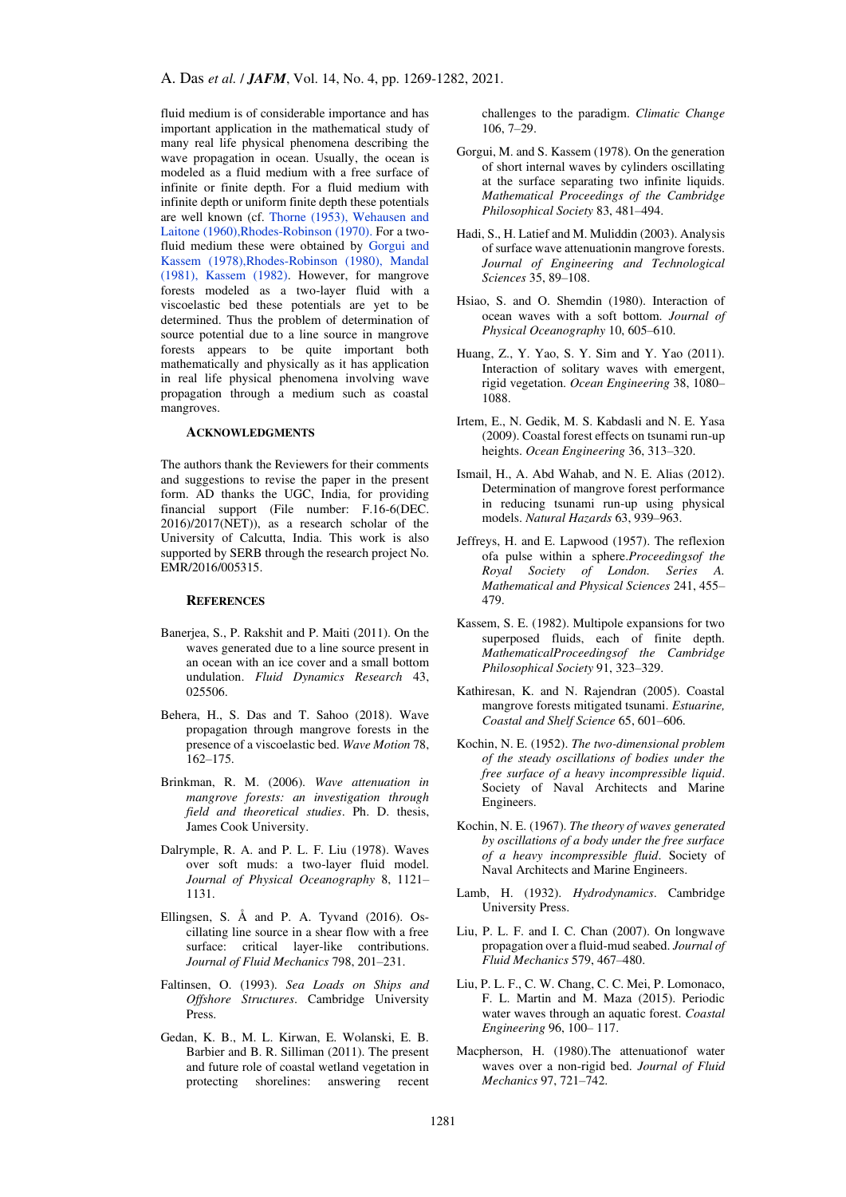fluid medium is of considerable importance and has important application in the mathematical study of many real life physical phenomena describing the wave propagation in ocean. Usually, the ocean is modeled as a fluid medium with a free surface of infinite or finite depth. For a fluid medium with infinite depth or uniform finite depth these potentials are well known (cf. Thorne (1953), Wehausen and Laitone (1960),Rhodes-Robinson (1970). For a two-fluid medium these were obtained by Gorgui and Kassem (1978),Rhodes-Robinson (1980), Mandal (1981), Kassem (1982). However, for mangrove forests modeled as a two-layer fluid with a viscoelastic bed these potentials are yet to be determined. Thus the problem of determination of source potential due to a line source in mangrove forests appears to be quite important both mathematically and physically as it has application in real life physical phenomena involving wave propagation through a medium such as coastal mangroves.

## ACKNOWLEDGMENTS

The authors thank the Reviewers for their comments and suggestions to revise the paper in the present form. AD thanks the UGC, India, for providing financial support (File number: F.16-6(DEC. 2016)/2017(NET)), as a research scholar of the University of Calcutta, India. This work is also supported by SERB through the research project No. EMR/2016/005315.

## REFERENCES

Banerjea, S., P. Rakshit and P. Maiti (2011). On the waves generated due to a line source present in an ocean with an ice cover and a small bottom undulation. *Fluid Dynamics Research* 43, 025506.

Behera, H., S. Das and T. Sahoo (2018). Wave propagation through mangrove forests in the presence of a viscoelastic bed. *Wave Motion* 78, 162–175.

Brinkman, R. M. (2006). *Wave attenuation in mangrove forests: an investigation through field and theoretical studies*. Ph. D. thesis, James Cook University.

Dalrymple, R. A. and P. L. F. Liu (1978). Waves over soft muds: a two-layer fluid model. *Journal of Physical Oceanography* 8, 1121–1131.

Ellingsen, S. Å and P. A. Tyvand (2016). Oscillating line source in a shear flow with a free surface: critical layer-like contributions. *Journal of Fluid Mechanics* 798, 201–231.

Faltinsen, O. (1993). *Sea Loads on Ships and Offshore Structures*. Cambridge University Press.

Gedan, K. B., M. L. Kirwan, E. Wolanski, E. B. Barbier and B. R. Silliman (2011). The present and future role of coastal wetland vegetation in protecting shorelines: answering recent challenges to the paradigm. *Climatic Change* 106, 7–29.

Gorgui, M. and S. Kassem (1978). On the generation of short internal waves by cylinders oscillating at the surface separating two infinite liquids. *Mathematical Proceedings of the Cambridge Philosophical Society* 83, 481–494.

Hadi, S., H. Latief and M. Muliddin (2003). Analysis of surface wave attenuationin mangrove forests. *Journal of Engineering and Technological Sciences* 35, 89–108.

Hsiao, S. and O. Shemdin (1980). Interaction of ocean waves with a soft bottom. *Journal of Physical Oceanography* 10, 605–610.

Huang, Z., Y. Yao, S. Y. Sim and Y. Yao (2011). Interaction of solitary waves with emergent, rigid vegetation. *Ocean Engineering* 38, 1080–1088.

Irtem, E., N. Gedik, M. S. Kabdasli and N. E. Yasa (2009). Coastal forest effects on tsunami run-up heights. *Ocean Engineering* 36, 313–320.

Ismail, H., A. Abd Wahab, and N. E. Alias (2012). Determination of mangrove forest performance in reducing tsunami run-up using physical models. *Natural Hazards* 63, 939–963.

Jeffreys, H. and E. Lapwood (1957). The reflexion ofa pulse within a sphere.*Proceedingsof the Royal Society of London. Series A. Mathematical and Physical Sciences* 241, 455–479.

Kassem, S. E. (1982). Multipole expansions for two superposed fluids, each of finite depth. *MathematicalProceedingsof the Cambridge Philosophical Society* 91, 323–329.

Kathiresan, K. and N. Rajendran (2005). Coastal mangrove forests mitigated tsunami. *Estuarine, Coastal and Shelf Science* 65, 601–606.

Kochin, N. E. (1952). *The two-dimensional problem of the steady oscillations of bodies under the free surface of a heavy incompressible liquid*. Society of Naval Architects and Marine Engineers.

Kochin, N. E. (1967). *The theory of waves generated by oscillations of a body under the free surface of a heavy incompressible fluid*. Society of Naval Architects and Marine Engineers.

Lamb, H. (1932). *Hydrodynamics*. Cambridge University Press.

Liu, P. L. F. and I. C. Chan (2007). On longwave propagation over a fluid-mud seabed. *Journal of Fluid Mechanics* 579, 467–480.

Liu, P. L. F., C. W. Chang, C. C. Mei, P. Lomonaco, F. L. Martin and M. Maza (2015). Periodic water waves through an aquatic forest. *Coastal Engineering* 96, 100– 117.

Macpherson, H. (1980).The attenuationof water waves over a non-rigid bed. *Journal of Fluid Mechanics* 97, 721–742.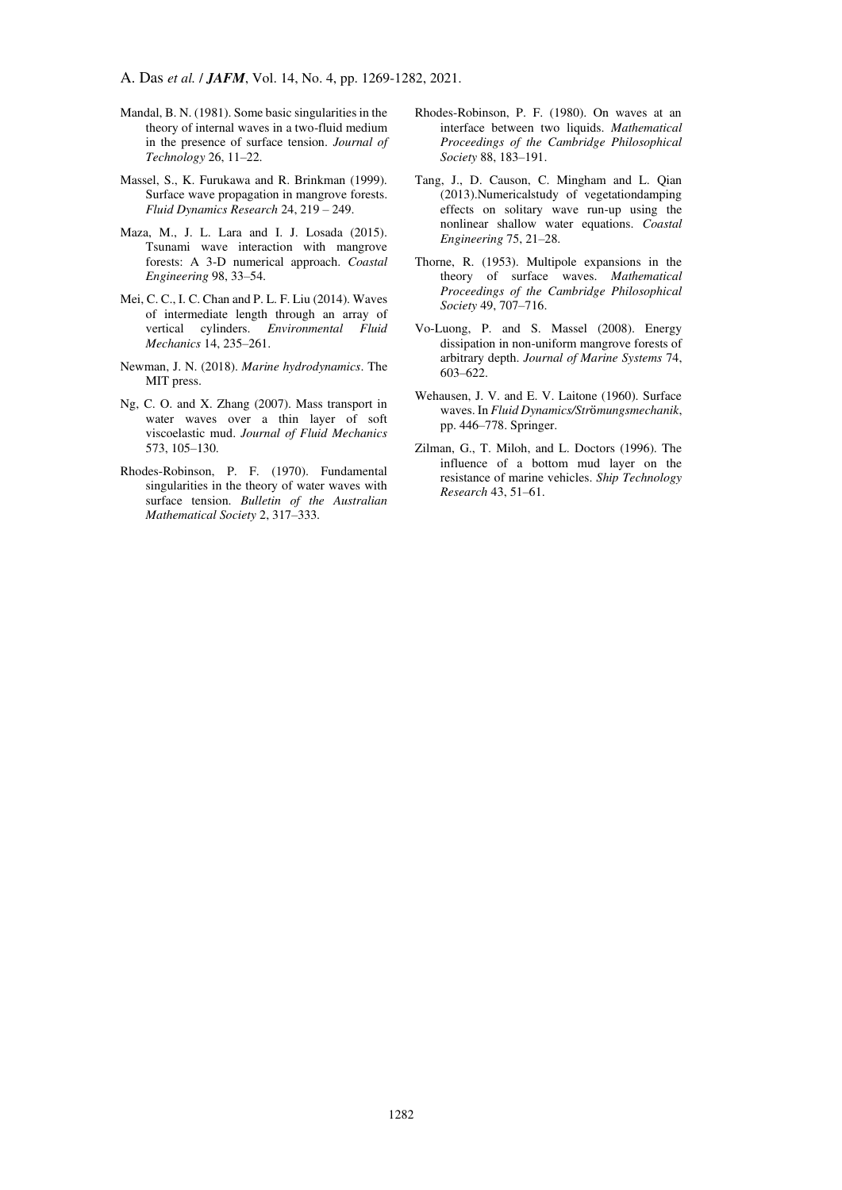Mandal, B. N. (1981). Some basic singularities in the theory of internal waves in a two-fluid medium in the presence of surface tension. *Journal of Technology* 26, 11–22.

Massel, S., K. Furukawa and R. Brinkman (1999). Surface wave propagation in mangrove forests. *Fluid Dynamics Research* 24, 219 – 249.

Maza, M., J. L. Lara and I. J. Losada (2015). Tsunami wave interaction with mangrove forests: A 3-D numerical approach. *Coastal Engineering* 98, 33–54.

Mei, C. C., I. C. Chan and P. L. F. Liu (2014). Waves of intermediate length through an array of vertical cylinders. *Environmental Fluid Mechanics* 14, 235–261.

Newman, J. N. (2018). *Marine hydrodynamics*. The MIT press.

Ng, C. O. and X. Zhang (2007). Mass transport in water waves over a thin layer of soft viscoelastic mud. *Journal of Fluid Mechanics* 573, 105–130.

Rhodes-Robinson, P. F. (1970). Fundamental singularities in the theory of water waves with surface tension. *Bulletin of the Australian Mathematical Society* 2, 317–333.

Rhodes-Robinson, P. F. (1980). On waves at an interface between two liquids. *Mathematical Proceedings of the Cambridge Philosophical Society* 88, 183–191.

Tang, J., D. Causon, C. Mingham and L. Qian (2013).Numericalstudy of vegetationdamping effects on solitary wave run-up using the nonlinear shallow water equations. *Coastal Engineering* 75, 21–28.

Thorne, R. (1953). Multipole expansions in the theory of surface waves. *Mathematical Proceedings of the Cambridge Philosophical Society* 49, 707–716.

Vo-Luong, P. and S. Massel (2008). Energy dissipation in non-uniform mangrove forests of arbitrary depth. *Journal of Marine Systems* 74, 603–622.

Wehausen, J. V. and E. V. Laitone (1960). Surface waves. In *Fluid Dynamics/Strömungsmechanik*, pp. 446–778. Springer.

Zilman, G., T. Miloh, and L. Doctors (1996). The influence of a bottom mud layer on the resistance of marine vehicles. *Ship Technology Research* 43, 51–61.